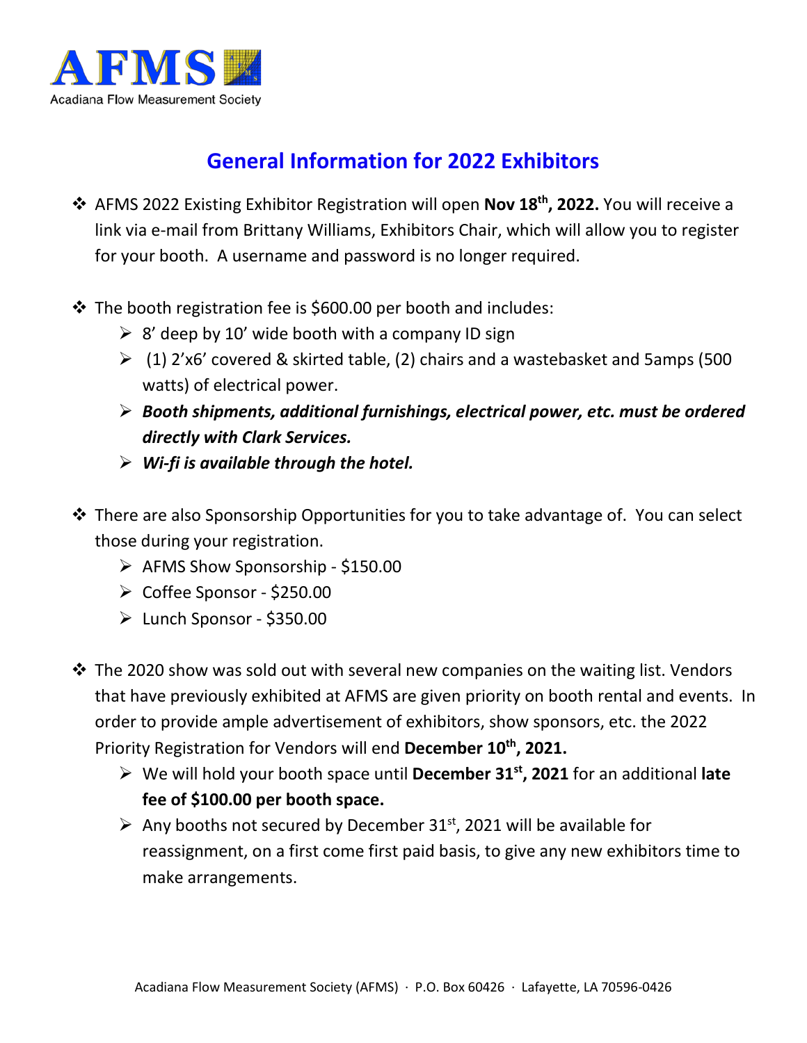AFMS

Acadiana Flow Measurement Society

# General Information for 2022 Exhibitors

- AFMS 2022 Existing Exhibitor Registration will open **Nov 18th, 2022.** You will receive a link via e-mail from Brittany Williams, Exhibitors Chair, which will allow you to register for your booth. A username and password is no longer required.

- The booth registration fee is $600.00 per booth and includes:
  - 8' deep by 10' wide booth with a company ID sign
  - (1) 2'x6' covered & skirted table, (2) chairs and a wastebasket and 5amps (500 watts) of electrical power.
  - ***Booth shipments, additional furnishings, electrical power, etc. must be ordered directly with Clark Services.***
  - ***Wi-fi is available through the hotel.***

- There are also Sponsorship Opportunities for you to take advantage of. You can select those during your registration.
  - AFMS Show Sponsorship - $150.00
  - Coffee Sponsor - $250.00
  - Lunch Sponsor - $350.00

- The 2020 show was sold out with several new companies on the waiting list. Vendors that have previously exhibited at AFMS are given priority on booth rental and events. In order to provide ample advertisement of exhibitors, show sponsors, etc. the 2022 Priority Registration for Vendors will end **December 10th, 2021.**
  - We will hold your booth space until **December 31st, 2021** for an additional **late fee of $100.00 per booth space.**
  - Any booths not secured by December 31st, 2021 will be available for reassignment, on a first come first paid basis, to give any new exhibitors time to make arrangements.

Acadiana Flow Measurement Society (AFMS) · P.O. Box 60426 · Lafayette, LA 70596-0426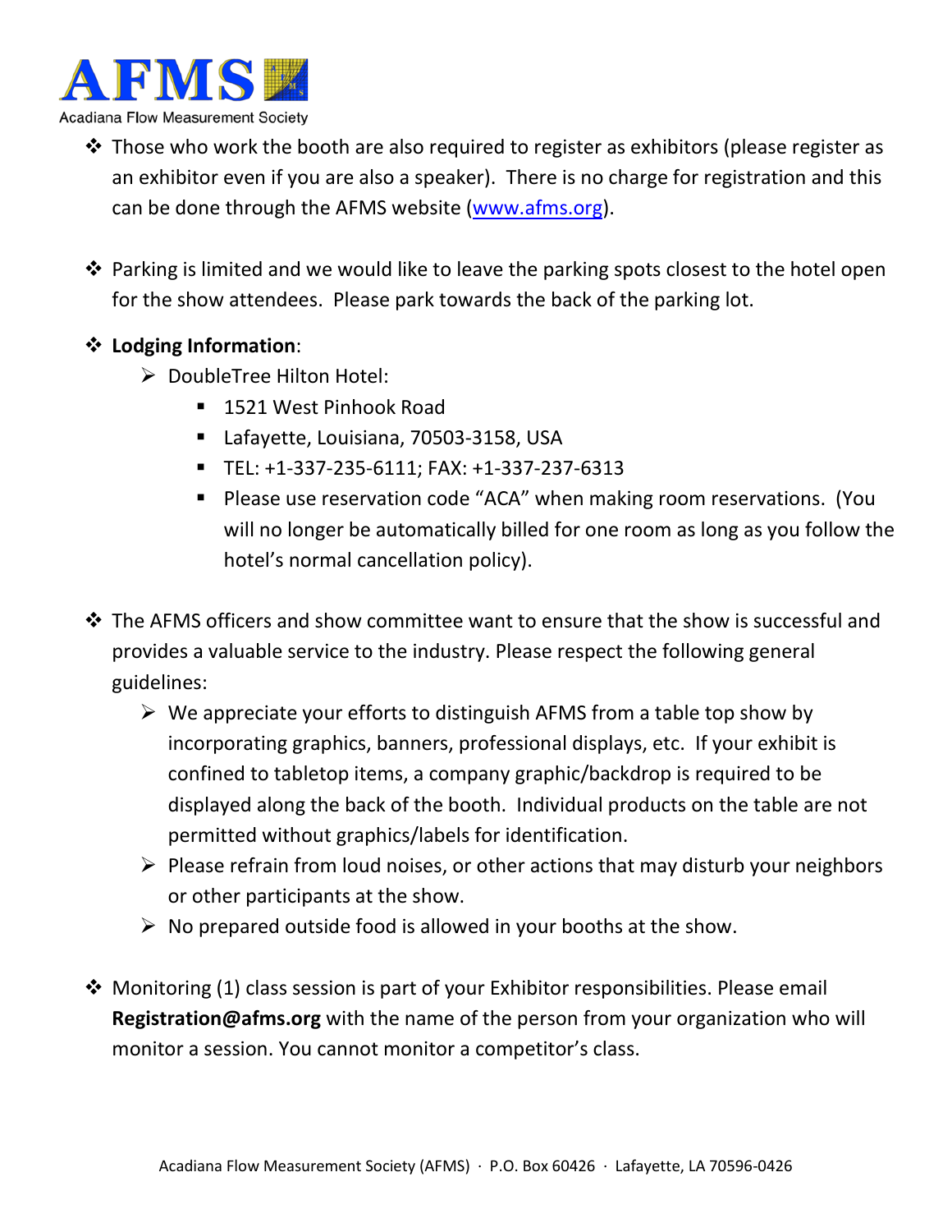- Those who work the booth are also required to register as exhibitors (please register as an exhibitor even if you are also a speaker). There is no charge for registration and this can be done through the AFMS website (www.afms.org).

- Parking is limited and we would like to leave the parking spots closest to the hotel open for the show attendees. Please park towards the back of the parking lot.

- **Lodging Information**:
  - DoubleTree Hilton Hotel:
    - 1521 West Pinhook Road
    - Lafayette, Louisiana, 70503-3158, USA
    - TEL: +1-337-235-6111; FAX: +1-337-237-6313
    - Please use reservation code "ACA" when making room reservations. (You will no longer be automatically billed for one room as long as you follow the hotel's normal cancellation policy).

- The AFMS officers and show committee want to ensure that the show is successful and provides a valuable service to the industry. Please respect the following general guidelines:
  - We appreciate your efforts to distinguish AFMS from a table top show by incorporating graphics, banners, professional displays, etc. If your exhibit is confined to tabletop items, a company graphic/backdrop is required to be displayed along the back of the booth. Individual products on the table are not permitted without graphics/labels for identification.
  - Please refrain from loud noises, or other actions that may disturb your neighbors or other participants at the show.
  - No prepared outside food is allowed in your booths at the show.

- Monitoring (1) class session is part of your Exhibitor responsibilities. Please email **Registration@afms.org** with the name of the person from your organization who will monitor a session. You cannot monitor a competitor's class.